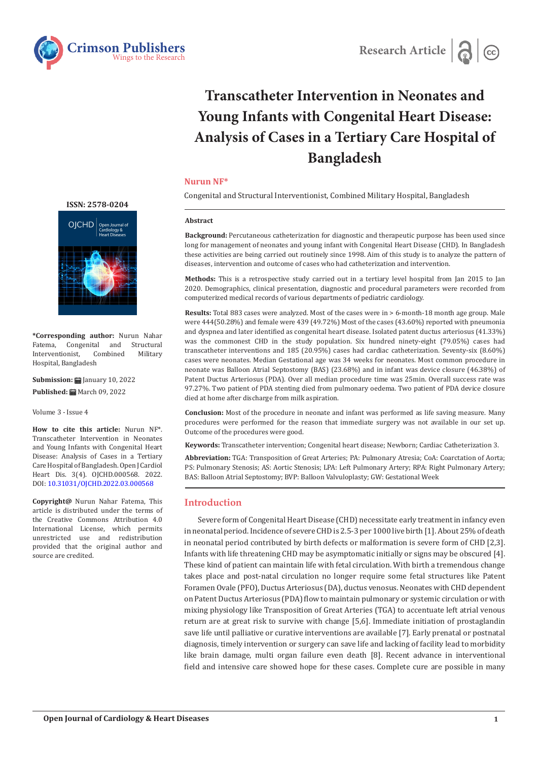Research Article

# Transcatheter Intervention in Neonates and Young Infants with Congenital Heart Disease: Analysis of Cases in a Tertiary Care Hospital of Bangladesh

**Nurun NF***

Congenital and Structural Interventionist, Combined Military Hospital, Bangladesh

ISSN: 2578-0204

**\*Corresponding author:** Nurun Nahar Fatema, Congenital and Structural Interventionist, Combined Military Hospital, Bangladesh

**Submission:** January 10, 2022

**Published:** March 09, 2022

Volume 3 - Issue 4

**How to cite this article:** Nurun NF*. Transcatheter Intervention in Neonates and Young Infants with Congenital Heart Disease: Analysis of Cases in a Tertiary Care Hospital of Bangladesh. Open J Cardiol Heart Dis. 3(4). OJCHD.000568. 2022. DOI: 10.31031/OJCHD.2022.03.000568

**Copyright@** Nurun Nahar Fatema, This article is distributed under the terms of the Creative Commons Attribution 4.0 International License, which permits unrestricted use and redistribution provided that the original author and source are credited.

## Abstract

**Background:** Percutaneous catheterization for diagnostic and therapeutic purpose has been used since long for management of neonates and young infant with Congenital Heart Disease (CHD). In Bangladesh these activities are being carried out routinely since 1998. Aim of this study is to analyze the pattern of diseases, intervention and outcome of cases who had catheterization and intervention.

**Methods:** This is a retrospective study carried out in a tertiary level hospital from Jan 2015 to Jan 2020. Demographics, clinical presentation, diagnostic and procedural parameters were recorded from computerized medical records of various departments of pediatric cardiology.

**Results:** Total 883 cases were analyzed. Most of the cases were in > 6-month-18 month age group. Male were 444(50.28%) and female were 439 (49.72%) Most of the cases (43.60%) reported with pneumonia and dyspnea and later identified as congenital heart disease. Isolated patent ductus arteriosus (41.33%) was the commonest CHD in the study population. Six hundred ninety-eight (79.05%) cases had transcatheter interventions and 185 (20.95%) cases had cardiac catheterization. Seventy-six (8.60%) cases were neonates. Median Gestational age was 34 weeks for neonates. Most common procedure in neonate was Balloon Atrial Septostomy (BAS) (23.68%) and in infant was device closure (46.38%) of Patent Ductus Arteriosus (PDA). Over all median procedure time was 25min. Overall success rate was 97.27%. Two patient of PDA stenting died from pulmonary oedema. Two patient of PDA device closure died at home after discharge from milk aspiration.

**Conclusion:** Most of the procedure in neonate and infant was performed as life saving measure. Many procedures were performed for the reason that immediate surgery was not available in our set up. Outcome of the procedures were good.

**Keywords:** Transcatheter intervention; Congenital heart disease; Newborn; Cardiac Catheterization 3.

**Abbreviation:** TGA: Transposition of Great Arteries; PA: Pulmonary Atresia; CoA: Coarctation of Aorta; PS: Pulmonary Stenosis; AS: Aortic Stenosis; LPA: Left Pulmonary Artery; RPA: Right Pulmonary Artery; BAS: Balloon Atrial Septostomy; BVP: Balloon Valvuloplasty; GW: Gestational Week

## Introduction

Severe form of Congenital Heart Disease (CHD) necessitate early treatment in infancy even in neonatal period. Incidence of severe CHD is 2.5-3 per 1000 live birth [1]. About 25% of death in neonatal period contributed by birth defects or malformation is severe form of CHD [2,3]. Infants with life threatening CHD may be asymptomatic initially or signs may be obscured [4]. These kind of patient can maintain life with fetal circulation. With birth a tremendous change takes place and post-natal circulation no longer require some fetal structures like Patent Foramen Ovale (PFO), Ductus Arteriosus (DA), ductus venosus. Neonates with CHD dependent on Patent Ductus Arteriosus (PDA) flow to maintain pulmonary or systemic circulation or with mixing physiology like Transposition of Great Arteries (TGA) to accentuate left atrial venous return are at great risk to survive with change [5,6]. Immediate initiation of prostaglandin save life until palliative or curative interventions are available [7]. Early prenatal or postnatal diagnosis, timely intervention or surgery can save life and lacking of facility lead to morbidity like brain damage, multi organ failure even death [8]. Recent advance in interventional field and intensive care showed hope for these cases. Complete cure are possible in many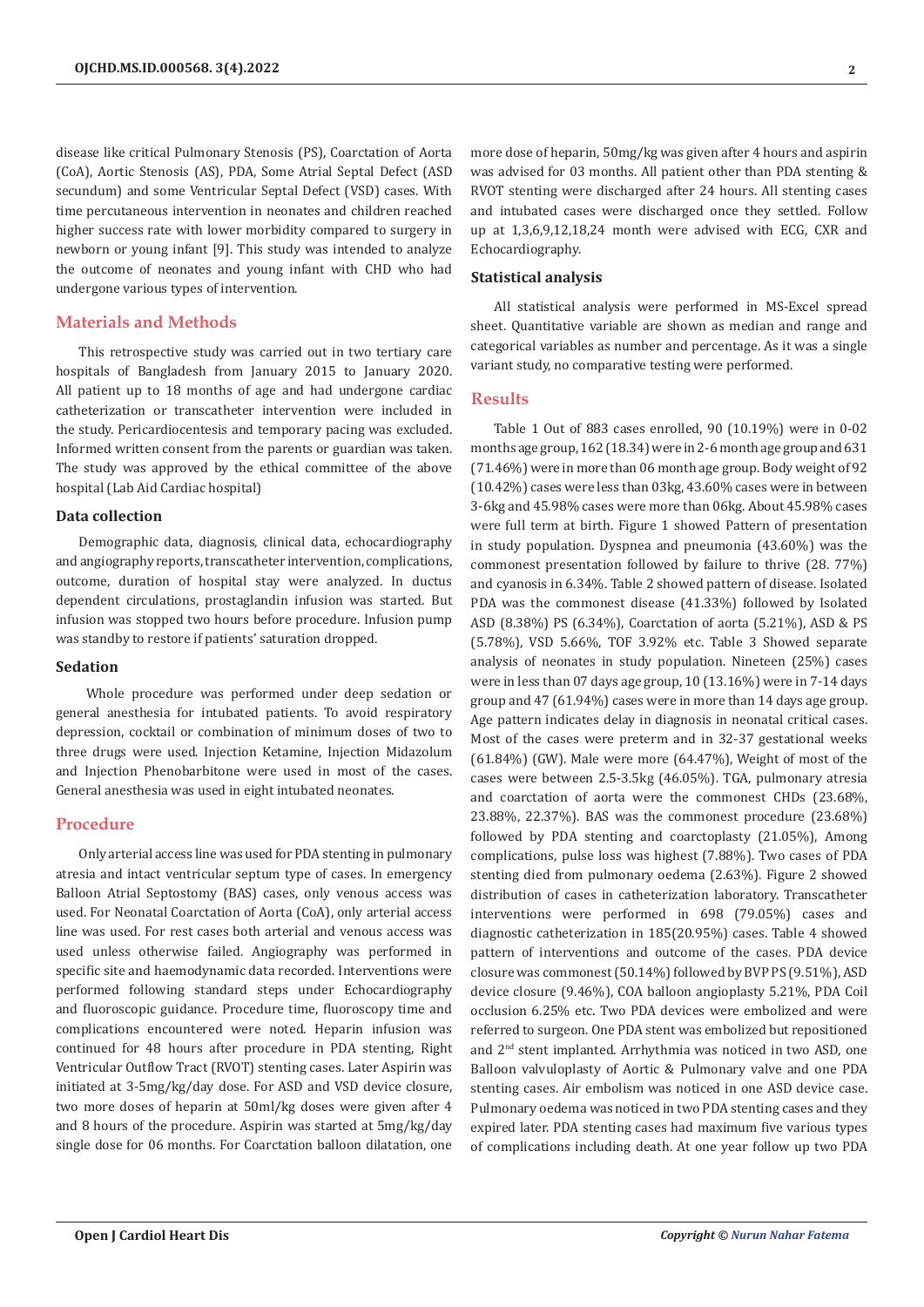disease like critical Pulmonary Stenosis (PS), Coarctation of Aorta (CoA), Aortic Stenosis (AS), PDA, Some Atrial Septal Defect (ASD secundum) and some Ventricular Septal Defect (VSD) cases. With time percutaneous intervention in neonates and children reached higher success rate with lower morbidity compared to surgery in newborn or young infant [9]. This study was intended to analyze the outcome of neonates and young infant with CHD who had undergone various types of intervention.

## Materials and Methods

This retrospective study was carried out in two tertiary care hospitals of Bangladesh from January 2015 to January 2020. All patient up to 18 months of age and had undergone cardiac catheterization or transcatheter intervention were included in the study. Pericardiocentesis and temporary pacing was excluded. Informed written consent from the parents or guardian was taken. The study was approved by the ethical committee of the above hospital (Lab Aid Cardiac hospital)

### Data collection

Demographic data, diagnosis, clinical data, echocardiography and angiography reports, transcatheter intervention, complications, outcome, duration of hospital stay were analyzed. In ductus dependent circulations, prostaglandin infusion was started. But infusion was stopped two hours before procedure. Infusion pump was standby to restore if patients' saturation dropped.

### Sedation

Whole procedure was performed under deep sedation or general anesthesia for intubated patients. To avoid respiratory depression, cocktail or combination of minimum doses of two to three drugs were used. Injection Ketamine, Injection Midazolum and Injection Phenobarbitone were used in most of the cases. General anesthesia was used in eight intubated neonates.

## Procedure

Only arterial access line was used for PDA stenting in pulmonary atresia and intact ventricular septum type of cases. In emergency Balloon Atrial Septostomy (BAS) cases, only venous access was used. For Neonatal Coarctation of Aorta (CoA), only arterial access line was used. For rest cases both arterial and venous access was used unless otherwise failed. Angiography was performed in specific site and haemodynamic data recorded. Interventions were performed following standard steps under Echocardiography and fluoroscopic guidance. Procedure time, fluoroscopy time and complications encountered were noted. Heparin infusion was continued for 48 hours after procedure in PDA stenting, Right Ventricular Outflow Tract (RVOT) stenting cases. Later Aspirin was initiated at 3-5mg/kg/day dose. For ASD and VSD device closure, two more doses of heparin at 50ml/kg doses were given after 4 and 8 hours of the procedure. Aspirin was started at 5mg/kg/day single dose for 06 months. For Coarctation balloon dilatation, one more dose of heparin, 50mg/kg was given after 4 hours and aspirin was advised for 03 months. All patient other than PDA stenting & RVOT stenting were discharged after 24 hours. All stenting cases and intubated cases were discharged once they settled. Follow up at 1,3,6,9,12,18,24 month were advised with ECG, CXR and Echocardiography.

### Statistical analysis

All statistical analysis were performed in MS-Excel spread sheet. Quantitative variable are shown as median and range and categorical variables as number and percentage. As it was a single variant study, no comparative testing were performed.

## Results

Table 1 Out of 883 cases enrolled, 90 (10.19%) were in 0-02 months age group, 162 (18.34) were in 2-6 month age group and 631 (71.46%) were in more than 06 month age group. Body weight of 92 (10.42%) cases were less than 03kg, 43.60% cases were in between 3-6kg and 45.98% cases were more than 06kg. About 45.98% cases were full term at birth. Figure 1 showed Pattern of presentation in study population. Dyspnea and pneumonia (43.60%) was the commonest presentation followed by failure to thrive (28. 77%) and cyanosis in 6.34%. Table 2 showed pattern of disease. Isolated PDA was the commonest disease (41.33%) followed by Isolated ASD (8.38%) PS (6.34%), Coarctation of aorta (5.21%), ASD & PS (5.78%), VSD 5.66%, TOF 3.92% etc. Table 3 Showed separate analysis of neonates in study population. Nineteen (25%) cases were in less than 07 days age group, 10 (13.16%) were in 7-14 days group and 47 (61.94%) cases were in more than 14 days age group. Age pattern indicates delay in diagnosis in neonatal critical cases. Most of the cases were preterm and in 32-37 gestational weeks (61.84%) (GW). Male were more (64.47%), Weight of most of the cases were between 2.5-3.5kg (46.05%). TGA, pulmonary atresia and coarctation of aorta were the commonest CHDs (23.68%, 23.88%, 22.37%). BAS was the commonest procedure (23.68%) followed by PDA stenting and coarctoplasty (21.05%), Among complications, pulse loss was highest (7.88%). Two cases of PDA stenting died from pulmonary oedema (2.63%). Figure 2 showed distribution of cases in catheterization laboratory. Transcatheter interventions were performed in 698 (79.05%) cases and diagnostic catheterization in 185(20.95%) cases. Table 4 showed pattern of interventions and outcome of the cases. PDA device closure was commonest (50.14%) followed by BVP PS (9.51%), ASD device closure (9.46%), COA balloon angioplasty 5.21%, PDA Coil occlusion 6.25% etc. Two PDA devices were embolized and were referred to surgeon. One PDA stent was embolized but repositioned and 2nd stent implanted. Arrhythmia was noticed in two ASD, one Balloon valvuloplasty of Aortic & Pulmonary valve and one PDA stenting cases. Air embolism was noticed in one ASD device case. Pulmonary oedema was noticed in two PDA stenting cases and they expired later. PDA stenting cases had maximum five various types of complications including death. At one year follow up two PDA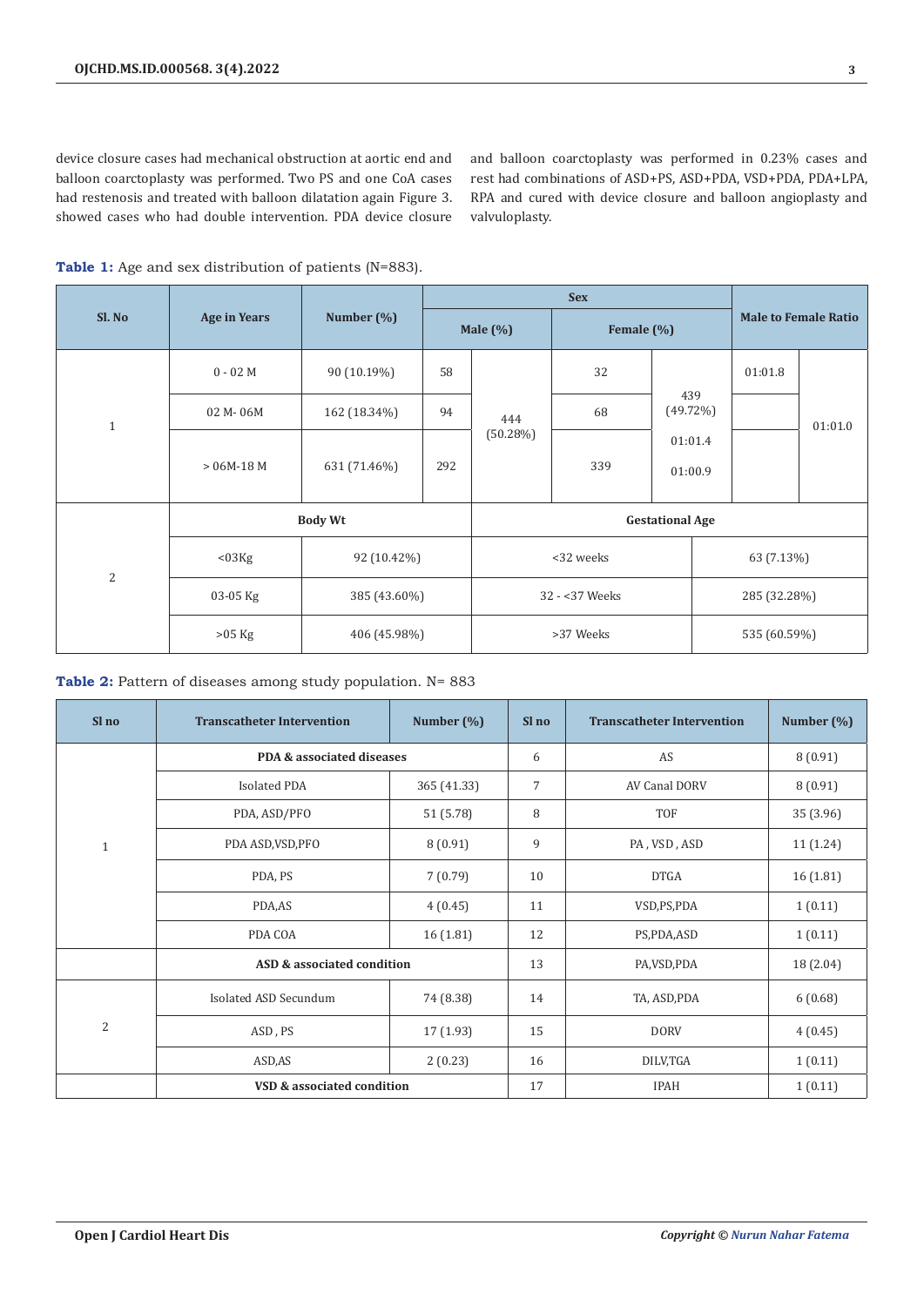device closure cases had mechanical obstruction at aortic end and balloon coarctoplasty was performed. Two PS and one CoA cases had restenosis and treated with balloon dilatation again Figure 3. showed cases who had double intervention. PDA device closure and balloon coarctoplasty was performed in 0.23% cases and rest had combinations of ASD+PS, ASD+PDA, VSD+PDA, PDA+LPA, RPA and cured with device closure and balloon angioplasty and valvuloplasty.

**Table 1:** Age and sex distribution of patients (N=883).

| Sl. No | Age in Years | Number (%) | Sex | | | | Male to Female Ratio | |
|---|---|---|---|---|---|---|---|---|
| | | | Male (%) | | Female (%) | | | |
| 1 | 0 - 02 M | 90 (10.19%) | 58 | 444 (50.28%) | 32 | 439 (49.72%) | 01:01.8 | 01:01.0 |
| | 02 M- 06M | 162 (18.34%) | 94 | | 68 | 01:01.4 | | |
| | > 06M-18 M | 631 (71.46%) | 292 | | 339 | 01:00.9 | | |
| 2 | Body Wt | | | Gestational Age | | | | |
| | <03Kg | 92 (10.42%) | | <32 weeks | | 63 (7.13%) | | |
| | 03-05 Kg | 385 (43.60%) | | 32 - <37 Weeks | | 285 (32.28%) | | |
| | >05 Kg | 406 (45.98%) | | >37 Weeks | | 535 (60.59%) | | |

**Table 2:** Pattern of diseases among study population. N= 883

| Sl no | Transcatheter Intervention | Number (%) | Sl no | Transcatheter Intervention | Number (%) |
|---|---|---|---|---|---|
| 1 | PDA & associated diseases | | 6 | AS | 8 (0.91) |
| | Isolated PDA | 365 (41.33) | 7 | AV Canal DORV | 8 (0.91) |
| | PDA, ASD/PFO | 51 (5.78) | 8 | TOF | 35 (3.96) |
| | PDA ASD,VSD,PFO | 8 (0.91) | 9 | PA , VSD , ASD | 11 (1.24) |
| | PDA, PS | 7 (0.79) | 10 | DTGA | 16 (1.81) |
| | PDA,AS | 4 (0.45) | 11 | VSD,PS,PDA | 1 (0.11) |
| | PDA COA | 16 (1.81) | 12 | PS,PDA,ASD | 1 (0.11) |
| | ASD & associated condition | | 13 | PA,VSD,PDA | 18 (2.04) |
| 2 | Isolated ASD Secundum | 74 (8.38) | 14 | TA, ASD,PDA | 6 (0.68) |
| | ASD , PS | 17 (1.93) | 15 | DORV | 4 (0.45) |
| | ASD,AS | 2 (0.23) | 16 | DILV,TGA | 1 (0.11) |
| | VSD & associated condition | | 17 | IPAH | 1 (0.11) |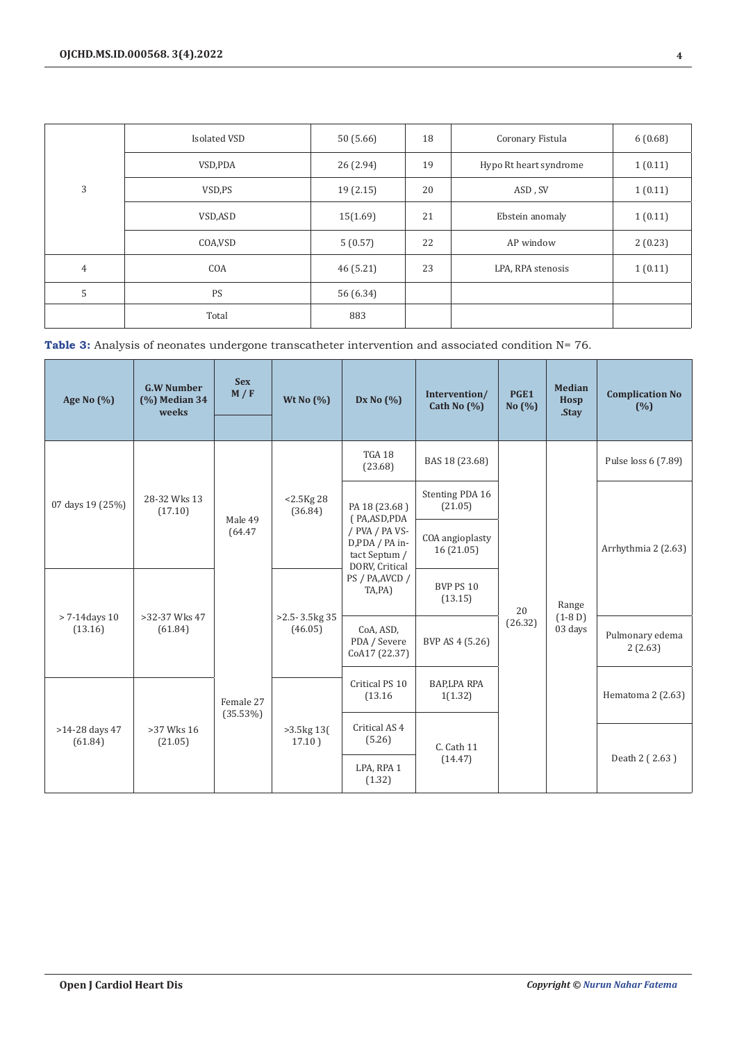| | | | | | |
|---|---|---|---|---|---|
| 3 | Isolated VSD | 50 (5.66) | 18 | Coronary Fistula | 6 (0.68) |
| | VSD,PDA | 26 (2.94) | 19 | Hypo Rt heart syndrome | 1 (0.11) |
| | VSD,PS | 19 (2.15) | 20 | ASD , SV | 1 (0.11) |
| | VSD,ASD | 15(1.69) | 21 | Ebstein anomaly | 1 (0.11) |
| | COA,VSD | 5 (0.57) | 22 | AP window | 2 (0.23) |
| 4 | COA | 46 (5.21) | 23 | LPA, RPA stenosis | 1 (0.11) |
| 5 | PS | 56 (6.34) | | | |
| | Total | 883 | | | |

**Table 3:** Analysis of neonates undergone transcatheter intervention and associated condition N= 76.

| Age No (%) | G.W Number (%) Median 34 weeks | Sex M / F | Wt No (%) | Dx No (%) | Intervention/ Cath No (%) | PGE1 No (%) | Median Hosp .Stay | Complication No (%) |
|---|---|---|---|---|---|---|---|---|
| 07 days 19 (25%) | 28-32 Wks 13 (17.10) | Male 49 (64.47 | <2.5Kg 28 (36.84) | TGA 18 (23.68) | BAS 18 (23.68) | 20 (26.32) | Range (1-8 D) 03 days | Pulse loss 6 (7.89) |
| | | | | PA 18 (23.68 ) ( PA,ASD,PDA / PVA / PA VS-D,PDA / PA in-tact Septum / DORV, Critical PS / PA,AVCD / TA,PA) | Stenting PDA 16 (21.05) | | | Arrhythmia 2 (2.63) |
| | | | | | COA angioplasty 16 (21.05) | | | |
| > 7-14days 10 (13.16) | >32-37 Wks 47 (61.84) | | >2.5- 3.5kg 35 (46.05) | | BVP PS 10 (13.15) | | | |
| | | | | CoA, ASD, PDA / Severe CoA17 (22.37) | BVP AS 4 (5.26) | | | Pulmonary edema 2 (2.63) |
| >14-28 days 47 (61.84) | >37 Wks 16 (21.05) | Female 27 (35.53%) | >3.5kg 13( 17.10 ) | Critical PS 10 (13.16 | BAP,LPA RPA 1(1.32) | | | Hematoma 2 (2.63) |
| | | | | Critical AS 4 (5.26) | C. Cath 11 (14.47) | | | Death 2 ( 2.63 ) |
| | | | | LPA, RPA 1 (1.32) | | | | |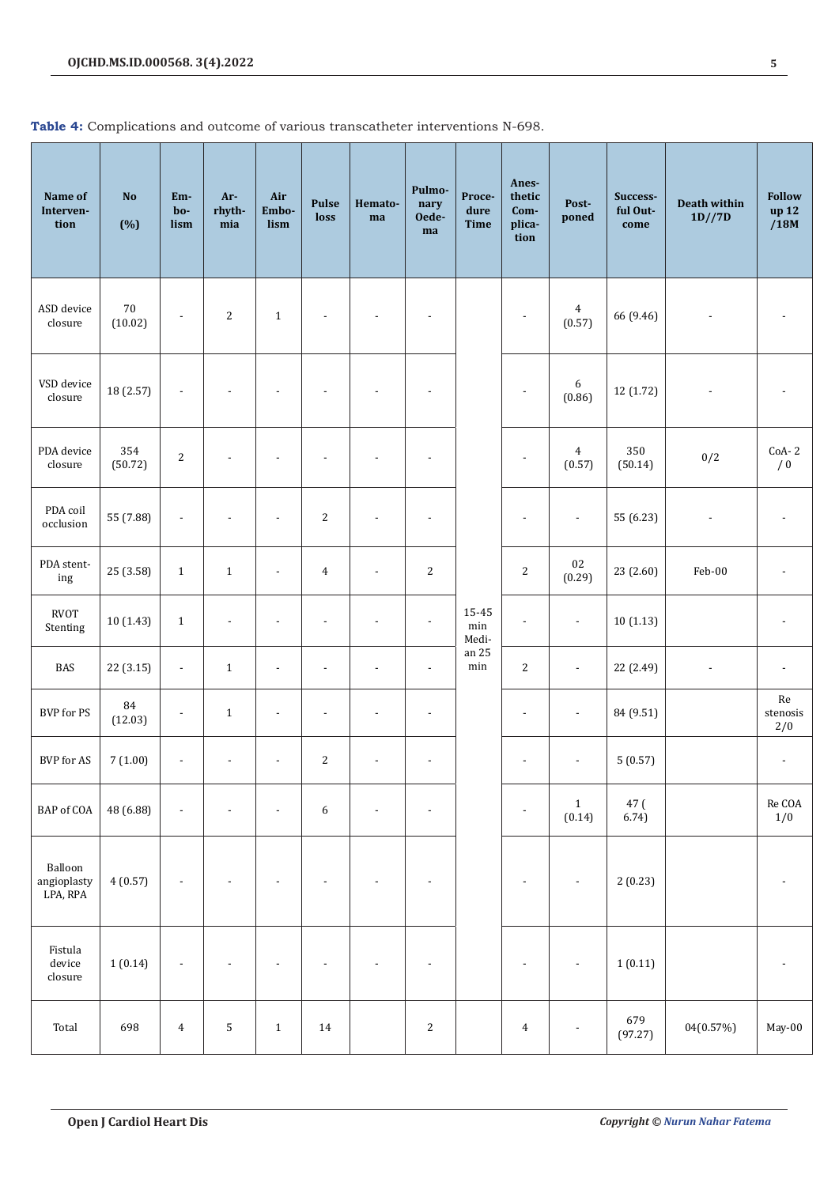**Table 4:** Complications and outcome of various transcatheter interventions N-698.

| Name of Intervention | No (%) | Embolism | Arrhythmia | Air Embolism | Pulse loss | Hematoma | Pulmonary Oedema | Procedure Time | Anesthetic Complication | Postponed | Successful Outcome | Death within 1D//7D | Follow up 12 /18M |
|---|---|---|---|---|---|---|---|---|---|---|---|---|---|
| ASD device closure | 70 (10.02) | - | 2 | 1 | - | - | - | | - | 4 (0.57) | 66 (9.46) | - | - |
| VSD device closure | 18 (2.57) | - | - | - | - | - | - | | - | 6 (0.86) | 12 (1.72) | - | - |
| PDA device closure | 354 (50.72) | 2 | - | - | - | - | - | | - | 4 (0.57) | 350 (50.14) | 0/2 | CoA- 2 / 0 |
| PDA coil occlusion | 55 (7.88) | - | - | - | 2 | - | - | | - | - | 55 (6.23) | - | - |
| PDA stenting | 25 (3.58) | 1 | 1 | - | 4 | - | 2 | | 2 | 02 (0.29) | 23 (2.60) | Feb-00 | - |
| RVOT Stenting | 10 (1.43) | 1 | - | - | - | - | - | 15-45 min Median 25 min | - | - | 10 (1.13) | | - |
| BAS | 22 (3.15) | - | 1 | - | - | - | - | | 2 | - | 22 (2.49) | - | - |
| BVP for PS | 84 (12.03) | - | 1 | - | - | - | - | | - | - | 84 (9.51) | | Re stenosis 2/0 |
| BVP for AS | 7 (1.00) | - | - | - | 2 | - | - | | - | - | 5 (0.57) | | - |
| BAP of COA | 48 (6.88) | - | - | - | 6 | - | - | | - | 1 (0.14) | 47 ( 6.74) | | Re COA 1/0 |
| Balloon angioplasty LPA, RPA | 4 (0.57) | - | - | - | - | - | - | | - | - | 2 (0.23) | | - |
| Fistula device closure | 1 (0.14) | - | - | - | - | - | - | | - | - | 1 (0.11) | | - |
| Total | 698 | 4 | 5 | 1 | 14 | | 2 | | 4 | - | 679 (97.27) | 04(0.57%) | May-00 |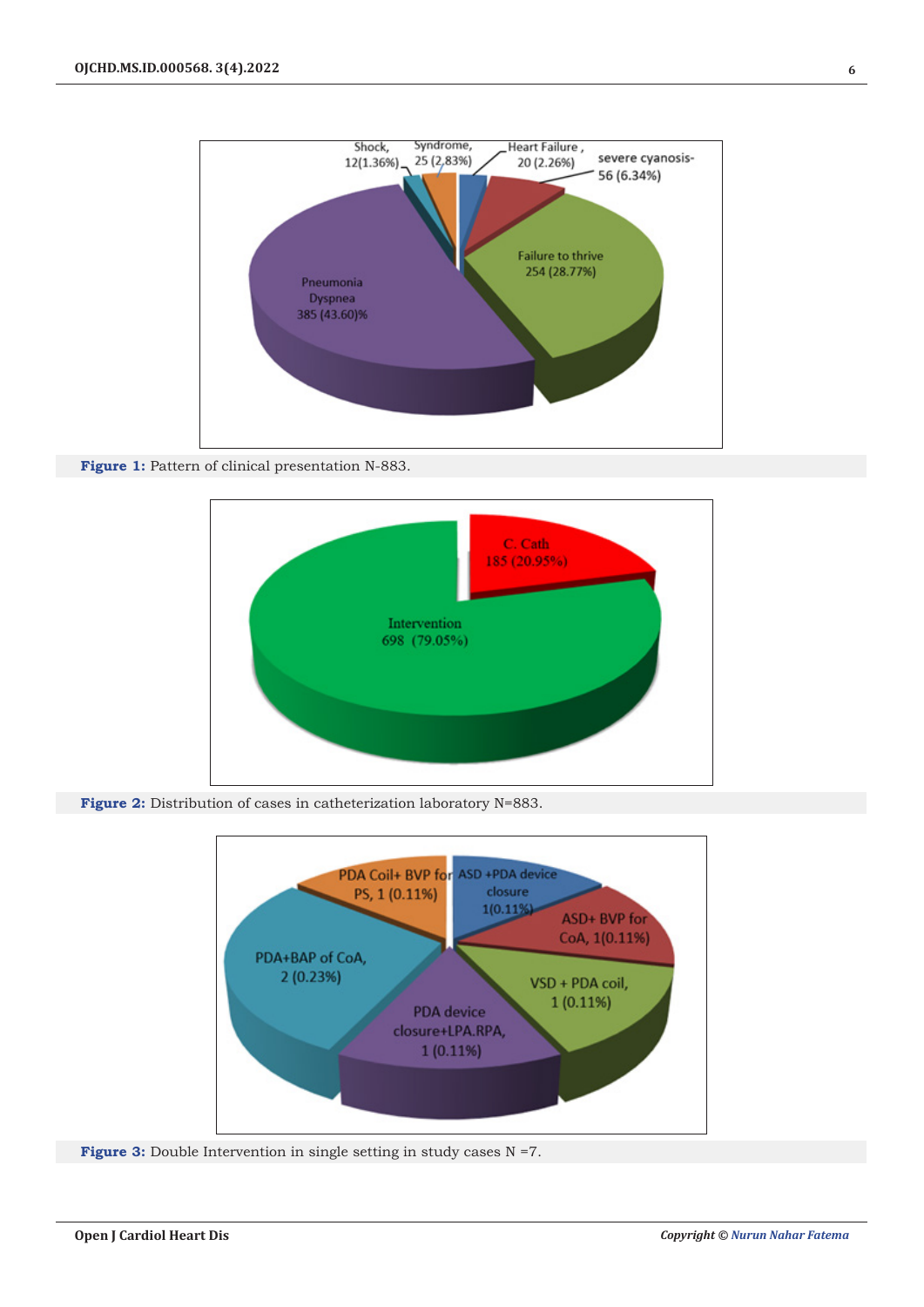**Figure 1:** Pattern of clinical presentation N-883.

**Figure 2:** Distribution of cases in catheterization laboratory N=883.

**Figure 3:** Double Intervention in single setting in study cases N =7.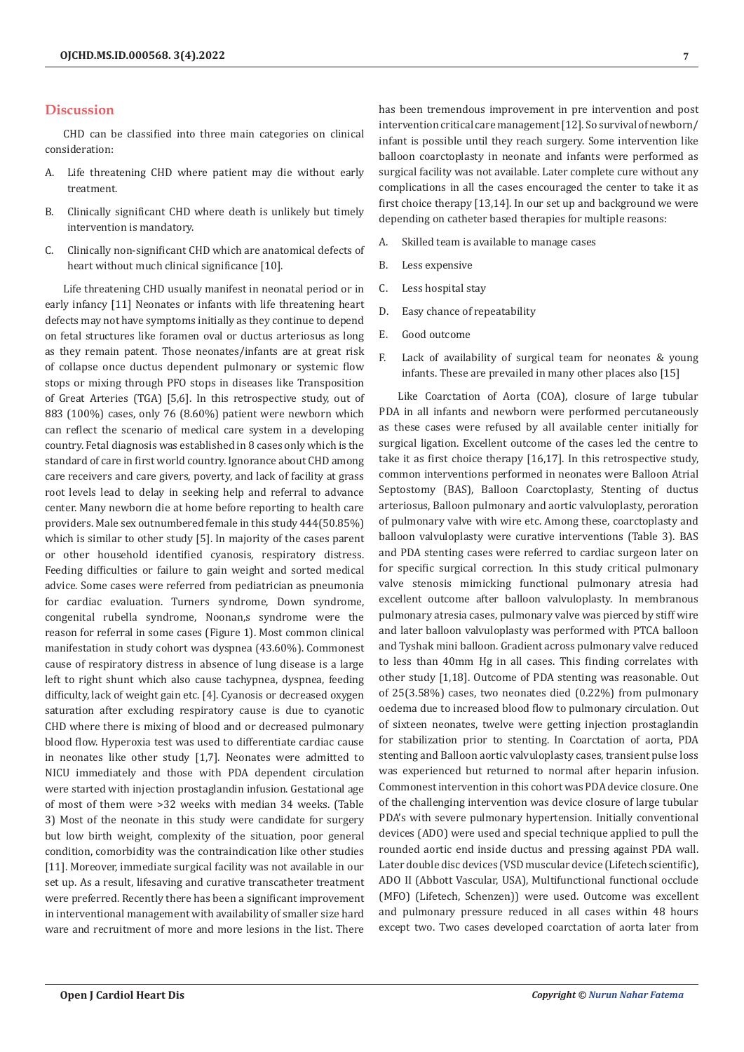## Discussion

CHD can be classified into three main categories on clinical consideration:

A. Life threatening CHD where patient may die without early treatment.

B. Clinically significant CHD where death is unlikely but timely intervention is mandatory.

C. Clinically non-significant CHD which are anatomical defects of heart without much clinical significance [10].

Life threatening CHD usually manifest in neonatal period or in early infancy [11] Neonates or infants with life threatening heart defects may not have symptoms initially as they continue to depend on fetal structures like foramen oval or ductus arteriosus as long as they remain patent. Those neonates/infants are at great risk of collapse once ductus dependent pulmonary or systemic flow stops or mixing through PFO stops in diseases like Transposition of Great Arteries (TGA) [5,6]. In this retrospective study, out of 883 (100%) cases, only 76 (8.60%) patient were newborn which can reflect the scenario of medical care system in a developing country. Fetal diagnosis was established in 8 cases only which is the standard of care in first world country. Ignorance about CHD among care receivers and care givers, poverty, and lack of facility at grass root levels lead to delay in seeking help and referral to advance center. Many newborn die at home before reporting to health care providers. Male sex outnumbered female in this study 444(50.85%) which is similar to other study [5]. In majority of the cases parent or other household identified cyanosis, respiratory distress. Feeding difficulties or failure to gain weight and sorted medical advice. Some cases were referred from pediatrician as pneumonia for cardiac evaluation. Turners syndrome, Down syndrome, congenital rubella syndrome, Noonan,s syndrome were the reason for referral in some cases (Figure 1). Most common clinical manifestation in study cohort was dyspnea (43.60%). Commonest cause of respiratory distress in absence of lung disease is a large left to right shunt which also cause tachypnea, dyspnea, feeding difficulty, lack of weight gain etc. [4]. Cyanosis or decreased oxygen saturation after excluding respiratory cause is due to cyanotic CHD where there is mixing of blood and or decreased pulmonary blood flow. Hyperoxia test was used to differentiate cardiac cause in neonates like other study [1,7]. Neonates were admitted to NICU immediately and those with PDA dependent circulation were started with injection prostaglandin infusion. Gestational age of most of them were >32 weeks with median 34 weeks. (Table 3) Most of the neonate in this study were candidate for surgery but low birth weight, complexity of the situation, poor general condition, comorbidity was the contraindication like other studies [11]. Moreover, immediate surgical facility was not available in our set up. As a result, lifesaving and curative transcatheter treatment were preferred. Recently there has been a significant improvement in interventional management with availability of smaller size hard ware and recruitment of more and more lesions in the list. There has been tremendous improvement in pre intervention and post intervention critical care management [12]. So survival of newborn/infant is possible until they reach surgery. Some intervention like balloon coarctoplasty in neonate and infants were performed as surgical facility was not available. Later complete cure without any complications in all the cases encouraged the center to take it as first choice therapy [13,14]. In our set up and background we were depending on catheter based therapies for multiple reasons:

A. Skilled team is available to manage cases

B. Less expensive

C. Less hospital stay

D. Easy chance of repeatability

E. Good outcome

F. Lack of availability of surgical team for neonates & young infants. These are prevailed in many other places also [15]

Like Coarctation of Aorta (COA), closure of large tubular PDA in all infants and newborn were performed percutaneously as these cases were refused by all available center initially for surgical ligation. Excellent outcome of the cases led the centre to take it as first choice therapy [16,17]. In this retrospective study, common interventions performed in neonates were Balloon Atrial Septostomy (BAS), Balloon Coarctoplasty, Stenting of ductus arteriosus, Balloon pulmonary and aortic valvuloplasty, peroration of pulmonary valve with wire etc. Among these, coarctoplasty and balloon valvuloplasty were curative interventions (Table 3). BAS and PDA stenting cases were referred to cardiac surgeon later on for specific surgical correction. In this study critical pulmonary valve stenosis mimicking functional pulmonary atresia had excellent outcome after balloon valvuloplasty. In membranous pulmonary atresia cases, pulmonary valve was pierced by stiff wire and later balloon valvuloplasty was performed with PTCA balloon and Tyshak mini balloon. Gradient across pulmonary valve reduced to less than 40mm Hg in all cases. This finding correlates with other study [1,18]. Outcome of PDA stenting was reasonable. Out of 25(3.58%) cases, two neonates died (0.22%) from pulmonary oedema due to increased blood flow to pulmonary circulation. Out of sixteen neonates, twelve were getting injection prostaglandin for stabilization prior to stenting. In Coarctation of aorta, PDA stenting and Balloon aortic valvuloplasty cases, transient pulse loss was experienced but returned to normal after heparin infusion. Commonest intervention in this cohort was PDA device closure. One of the challenging intervention was device closure of large tubular PDA's with severe pulmonary hypertension. Initially conventional devices (ADO) were used and special technique applied to pull the rounded aortic end inside ductus and pressing against PDA wall. Later double disc devices (VSD muscular device (Lifetech scientific), ADO II (Abbott Vascular, USA), Multifunctional functional occlude (MFO) (Lifetech, Schenzen)) were used. Outcome was excellent and pulmonary pressure reduced in all cases within 48 hours except two. Two cases developed coarctation of aorta later from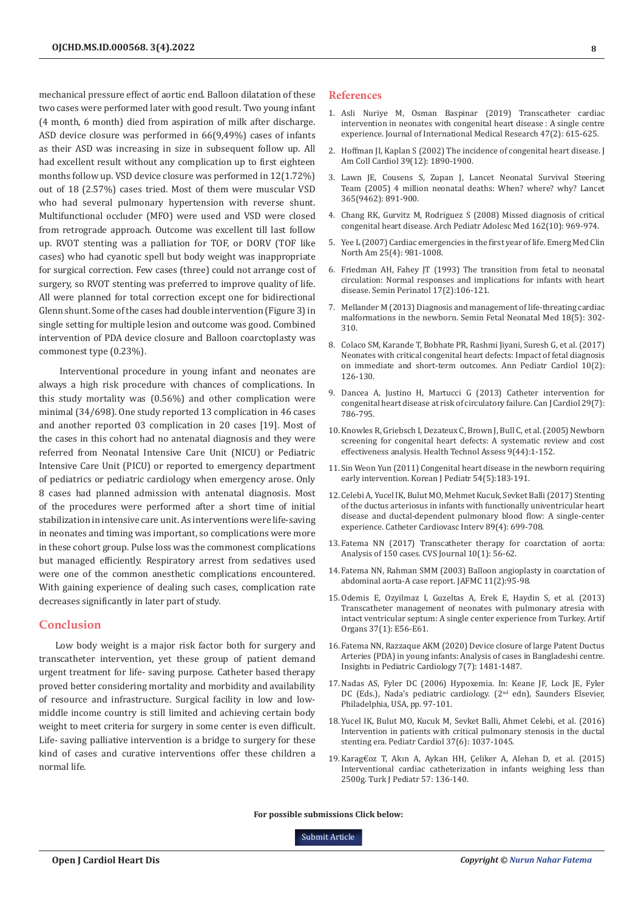mechanical pressure effect of aortic end. Balloon dilatation of these two cases were performed later with good result. Two young infant (4 month, 6 month) died from aspiration of milk after discharge. ASD device closure was performed in 66(9,49%) cases of infants as their ASD was increasing in size in subsequent follow up. All had excellent result without any complication up to first eighteen months follow up. VSD device closure was performed in 12(1.72%) out of 18 (2.57%) cases tried. Most of them were muscular VSD who had several pulmonary hypertension with reverse shunt. Multifunctional occluder (MFO) were used and VSD were closed from retrograde approach. Outcome was excellent till last follow up. RVOT stenting was a palliation for TOF, or DORV (TOF like cases) who had cyanotic spell but body weight was inappropriate for surgical correction. Few cases (three) could not arrange cost of surgery, so RVOT stenting was preferred to improve quality of life. All were planned for total correction except one for bidirectional Glenn shunt. Some of the cases had double intervention (Figure 3) in single setting for multiple lesion and outcome was good. Combined intervention of PDA device closure and Balloon coarctoplasty was commonest type (0.23%).

Interventional procedure in young infant and neonates are always a high risk procedure with chances of complications. In this study mortality was (0.56%) and other complication were minimal (34/698). One study reported 13 complication in 46 cases and another reported 03 complication in 20 cases [19]. Most of the cases in this cohort had no antenatal diagnosis and they were referred from Neonatal Intensive Care Unit (NICU) or Pediatric Intensive Care Unit (PICU) or reported to emergency department of pediatrics or pediatric cardiology when emergency arose. Only 8 cases had planned admission with antenatal diagnosis. Most of the procedures were performed after a short time of initial stabilization in intensive care unit. As interventions were life-saving in neonates and timing was important, so complications were more in these cohort group. Pulse loss was the commonest complications but managed efficiently. Respiratory arrest from sedatives used were one of the common anesthetic complications encountered. With gaining experience of dealing such cases, complication rate decreases significantly in later part of study.

## Conclusion

Low body weight is a major risk factor both for surgery and transcatheter intervention, yet these group of patient demand urgent treatment for life- saving purpose. Catheter based therapy proved better considering mortality and morbidity and availability of resource and infrastructure. Surgical facility in low and low-middle income country is still limited and achieving certain body weight to meet criteria for surgery in some center is even difficult. Life- saving palliative intervention is a bridge to surgery for these kind of cases and curative interventions offer these children a normal life.

## References

1. Asli Nuriye M, Osman Baspinar (2019) Transcatheter cardiac intervention in neonates with congenital heart disease : A single centre experience. Journal of International Medical Research 47(2): 615-625.
2. Hoffman JI, Kaplan S (2002) The incidence of congenital heart disease. J Am Coll Cardiol 39(12): 1890-1900.
3. Lawn JE, Cousens S, Zupan J, Lancet Neonatal Survival Steering Team (2005) 4 million neonatal deaths: When? where? why? Lancet 365(9462): 891-900.
4. Chang RK, Gurvitz M, Rodriguez S (2008) Missed diagnosis of critical congenital heart disease. Arch Pediatr Adolesc Med 162(10): 969-974.
5. Yee L (2007) Cardiac emergencies in the first year of life. Emerg Med Clin North Am 25(4): 981-1008.
6. Friedman AH, Fahey JT (1993) The transition from fetal to neonatal circulation: Normal responses and implications for infants with heart disease. Semin Perinatol 17(2):106-121.
7. Mellander M (2013) Diagnosis and management of life-threating cardiac malformations in the newborn. Semin Fetal Neonatal Med 18(5): 302-310.
8. Colaco SM, Karande T, Bobhate PR, Rashmi Jiyani, Suresh G, et al. (2017) Neonates with critical congenital heart defects: Impact of fetal diagnosis on immediate and short-term outcomes. Ann Pediatr Cardiol 10(2): 126-130.
9. Dancea A, Justino H, Martucci G (2013) Catheter intervention for congenital heart disease at risk of circulatory failure. Can J Cardiol 29(7): 786-795.
10. Knowles R, Griebsch I, Dezateux C, Brown J, Bull C, et al. (2005) Newborn screening for congenital heart defects: A systematic review and cost effectiveness analysis. Health Technol Assess 9(44):1-152.
11. Sin Weon Yun (2011) Congenital heart disease in the newborn requiring early intervention. Korean J Pediatr 54(5):183-191.
12. Celebi A, Yucel IK, Bulut MO, Mehmet Kucuk, Sevket Balli (2017) Stenting of the ductus arteriosus in infants with functionally univentricular heart disease and ductal-dependent pulmonary blood flow: A single-center experience. Catheter Cardiovasc Interv 89(4): 699-708.
13. Fatema NN (2017) Transcatheter therapy for coarctation of aorta: Analysis of 150 cases. CVS Journal 10(1): 56-62.
14. Fatema NN, Rahman SMM (2003) Balloon angioplasty in coarctation of abdominal aorta-A case report. JAFMC 11(2):95-98.
15. Odemis E, Ozyilmaz I, Guzeltas A, Erek E, Haydin S, et al. (2013) Transcatheter management of neonates with pulmonary atresia with intact ventricular septum: A single center experience from Turkey. Artif Organs 37(1): E56-E61.
16. Fatema NN, Razzaque AKM (2020) Device closure of large Patent Ductus Arteries (PDA) in young infants: Analysis of cases in Bangladeshi centre. Insights in Pediatric Cardiology 7(7): 1481-1487.
17. Nadas AS, Fyler DC (2006) Hypoxemia. In: Keane JF, Lock JE, Fyler DC (Eds.), Nada's pediatric cardiology. (2nd edn), Saunders Elsevier, Philadelphia, USA, pp. 97-101.
18. Yucel IK, Bulut MO, Kucuk M, Sevket Balli, Ahmet Celebi, et al. (2016) Intervention in patients with critical pulmonary stenosis in the ductal stenting era. Pediatr Cardiol 37(6): 1037-1045.
19. Karag€oz T, Akın A, Aykan HH, Çeliker A, Alehan D, et al. (2015) Interventional cardiac catheterization in infants weighing less than 2500g. Turk J Pediatr 57: 136-140.

**For possible submissions Click below:**

Submit Article